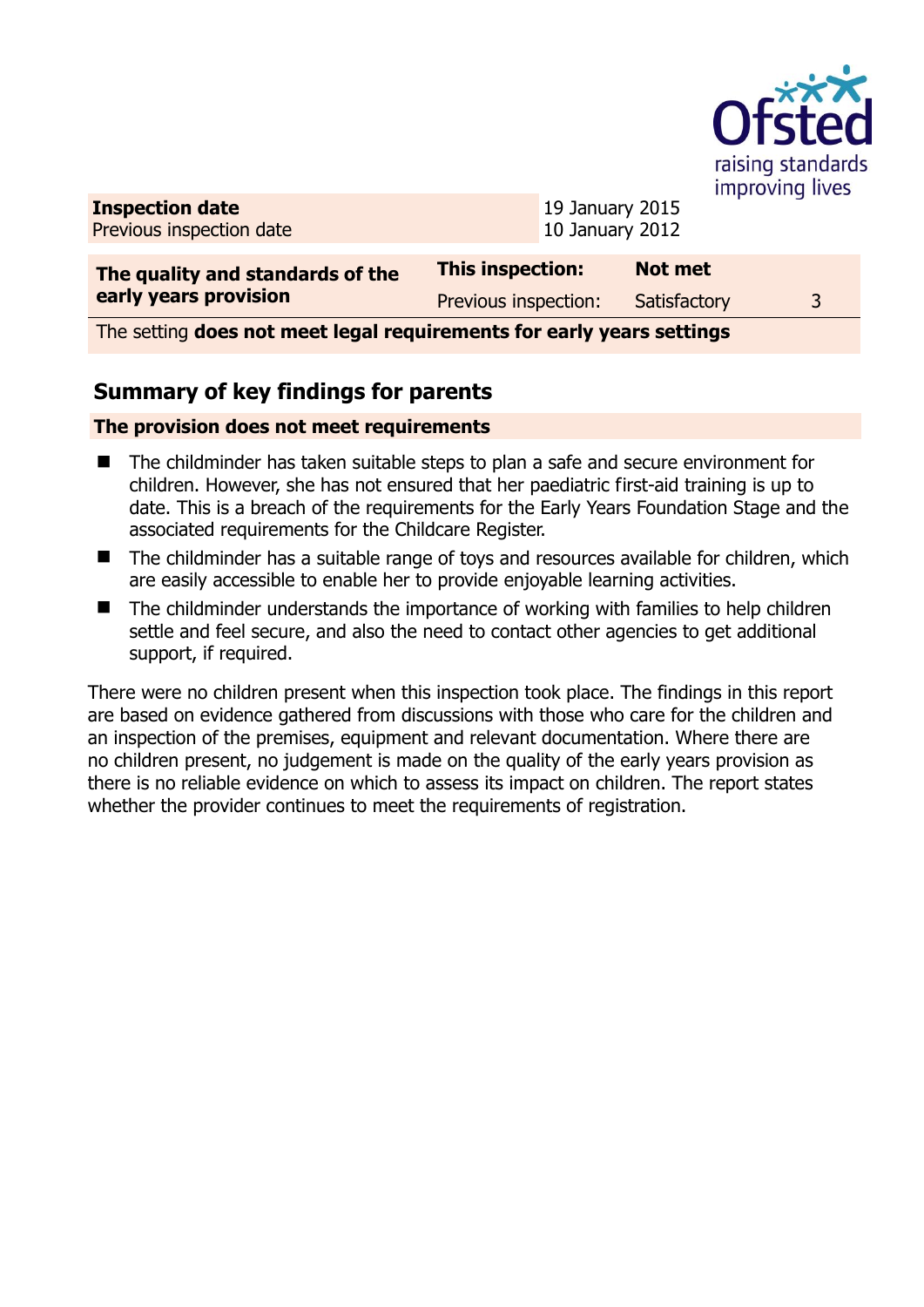| **Inspection date** | 19 January 2015 |
| --- | --- |
| Previous inspection date | 10 January 2012 |

| **The quality and standards of the early years provision** | **This inspection:** | **Not met** | |
| --- | --- | --- | --- |
| | Previous inspection: | Satisfactory | 3 |
| The setting **does not meet legal requirements for early years settings** | | | |

## Summary of key findings for parents

**The provision does not meet requirements**

- The childminder has taken suitable steps to plan a safe and secure environment for children. However, she has not ensured that her paediatric first-aid training is up to date. This is a breach of the requirements for the Early Years Foundation Stage and the associated requirements for the Childcare Register.
- The childminder has a suitable range of toys and resources available for children, which are easily accessible to enable her to provide enjoyable learning activities.
- The childminder understands the importance of working with families to help children settle and feel secure, and also the need to contact other agencies to get additional support, if required.

There were no children present when this inspection took place. The findings in this report are based on evidence gathered from discussions with those who care for the children and an inspection of the premises, equipment and relevant documentation. Where there are no children present, no judgement is made on the quality of the early years provision as there is no reliable evidence on which to assess its impact on children. The report states whether the provider continues to meet the requirements of registration.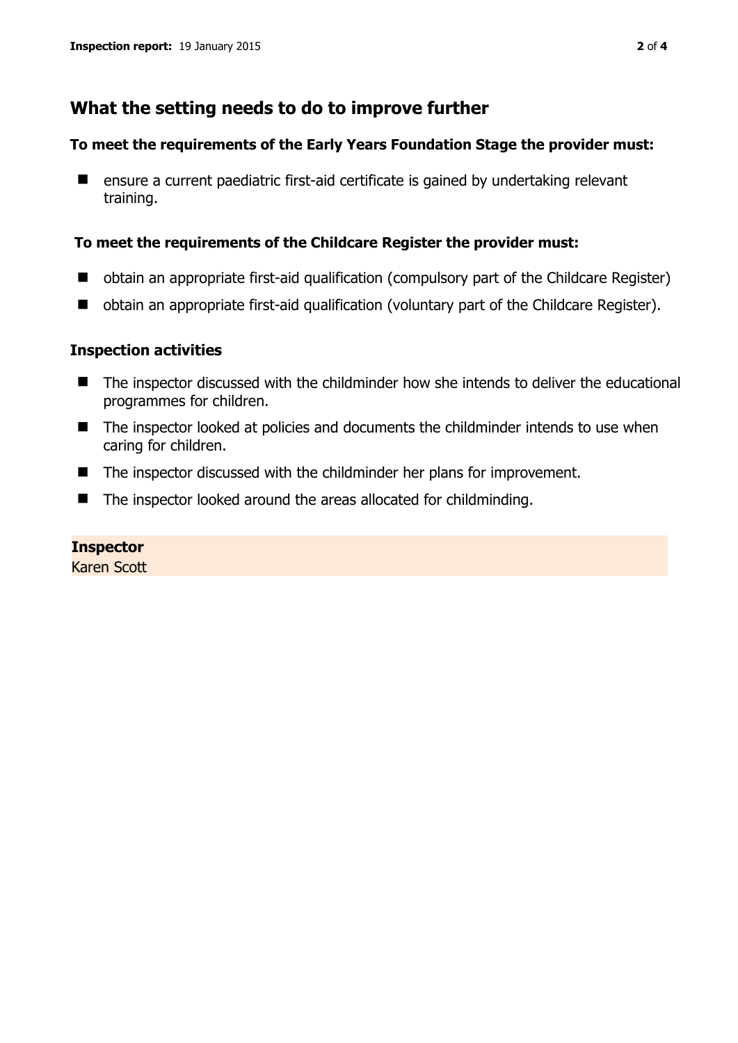## What the setting needs to do to improve further

**To meet the requirements of the Early Years Foundation Stage the provider must:**

- ensure a current paediatric first-aid certificate is gained by undertaking relevant training.

**To meet the requirements of the Childcare Register the provider must:**

- obtain an appropriate first-aid qualification (compulsory part of the Childcare Register)
- obtain an appropriate first-aid qualification (voluntary part of the Childcare Register).

### Inspection activities

- The inspector discussed with the childminder how she intends to deliver the educational programmes for children.
- The inspector looked at policies and documents the childminder intends to use when caring for children.
- The inspector discussed with the childminder her plans for improvement.
- The inspector looked around the areas allocated for childminding.

**Inspector**
Karen Scott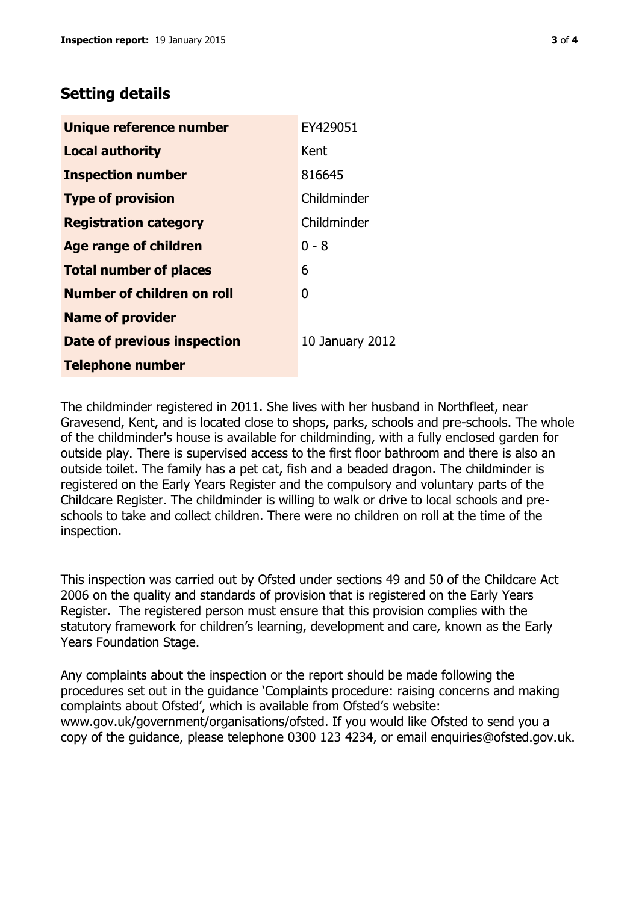## Setting details

| | |
|---|---|
| **Unique reference number** | EY429051 |
| **Local authority** | Kent |
| **Inspection number** | 816645 |
| **Type of provision** | Childminder |
| **Registration category** | Childminder |
| **Age range of children** | 0 - 8 |
| **Total number of places** | 6 |
| **Number of children on roll** | 0 |
| **Name of provider** | |
| **Date of previous inspection** | 10 January 2012 |
| **Telephone number** | |

The childminder registered in 2011. She lives with her husband in Northfleet, near Gravesend, Kent, and is located close to shops, parks, schools and pre-schools. The whole of the childminder's house is available for childminding, with a fully enclosed garden for outside play. There is supervised access to the first floor bathroom and there is also an outside toilet. The family has a pet cat, fish and a beaded dragon. The childminder is registered on the Early Years Register and the compulsory and voluntary parts of the Childcare Register. The childminder is willing to walk or drive to local schools and pre-schools to take and collect children. There were no children on roll at the time of the inspection.

This inspection was carried out by Ofsted under sections 49 and 50 of the Childcare Act 2006 on the quality and standards of provision that is registered on the Early Years Register. The registered person must ensure that this provision complies with the statutory framework for children's learning, development and care, known as the Early Years Foundation Stage.

Any complaints about the inspection or the report should be made following the procedures set out in the guidance 'Complaints procedure: raising concerns and making complaints about Ofsted', which is available from Ofsted's website: www.gov.uk/government/organisations/ofsted. If you would like Ofsted to send you a copy of the guidance, please telephone 0300 123 4234, or email enquiries@ofsted.gov.uk.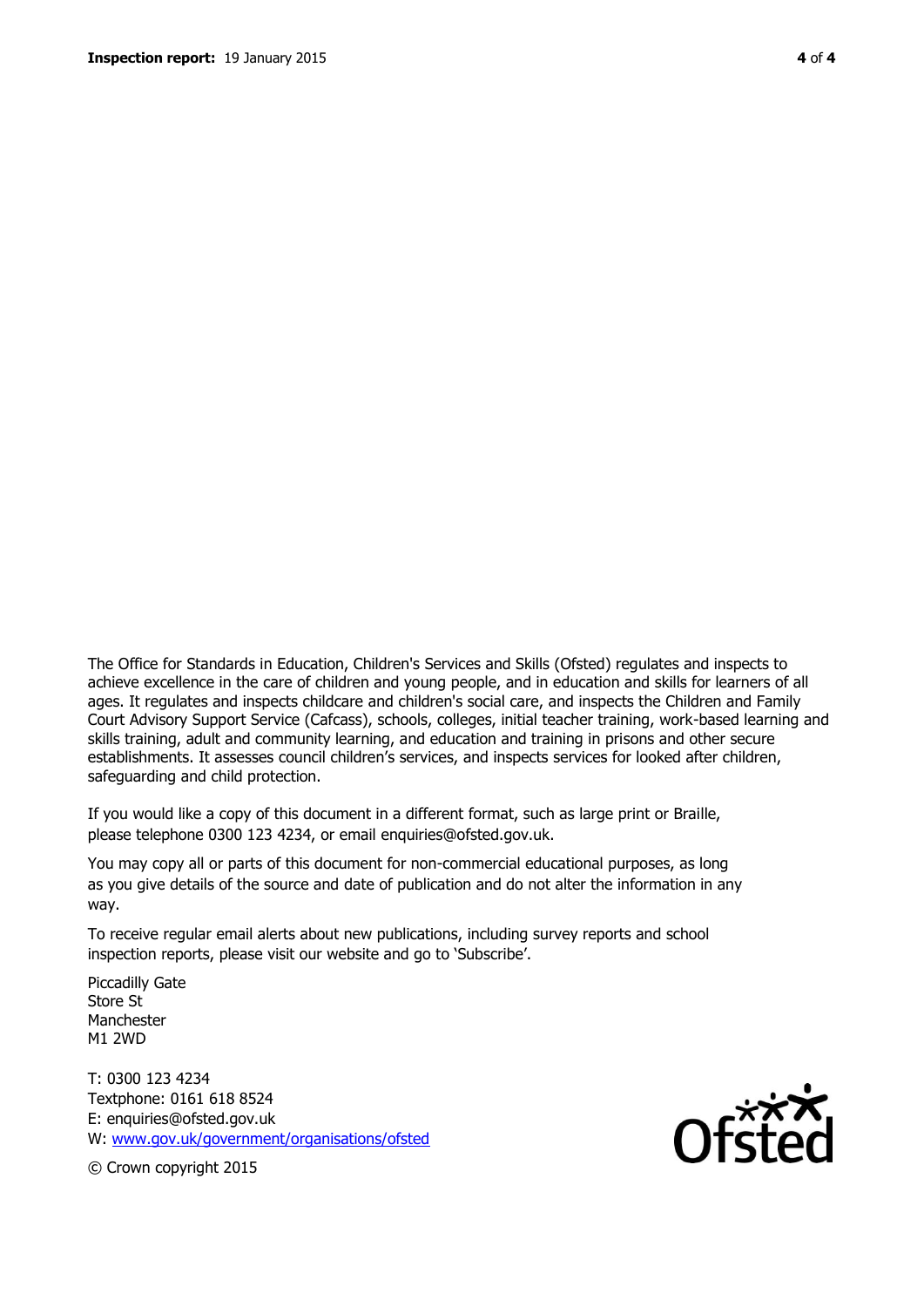The Office for Standards in Education, Children's Services and Skills (Ofsted) regulates and inspects to achieve excellence in the care of children and young people, and in education and skills for learners of all ages. It regulates and inspects childcare and children's social care, and inspects the Children and Family Court Advisory Support Service (Cafcass), schools, colleges, initial teacher training, work-based learning and skills training, adult and community learning, and education and training in prisons and other secure establishments. It assesses council children's services, and inspects services for looked after children, safeguarding and child protection.

If you would like a copy of this document in a different format, such as large print or Braille, please telephone 0300 123 4234, or email enquiries@ofsted.gov.uk.

You may copy all or parts of this document for non-commercial educational purposes, as long as you give details of the source and date of publication and do not alter the information in any way.

To receive regular email alerts about new publications, including survey reports and school inspection reports, please visit our website and go to 'Subscribe'.

Piccadilly Gate
Store St
Manchester
M1 2WD

T: 0300 123 4234
Textphone: 0161 618 8524
E: enquiries@ofsted.gov.uk
W: [www.gov.uk/government/organisations/ofsted](http://www.gov.uk/government/organisations/ofsted)

© Crown copyright 2015

Ofsted